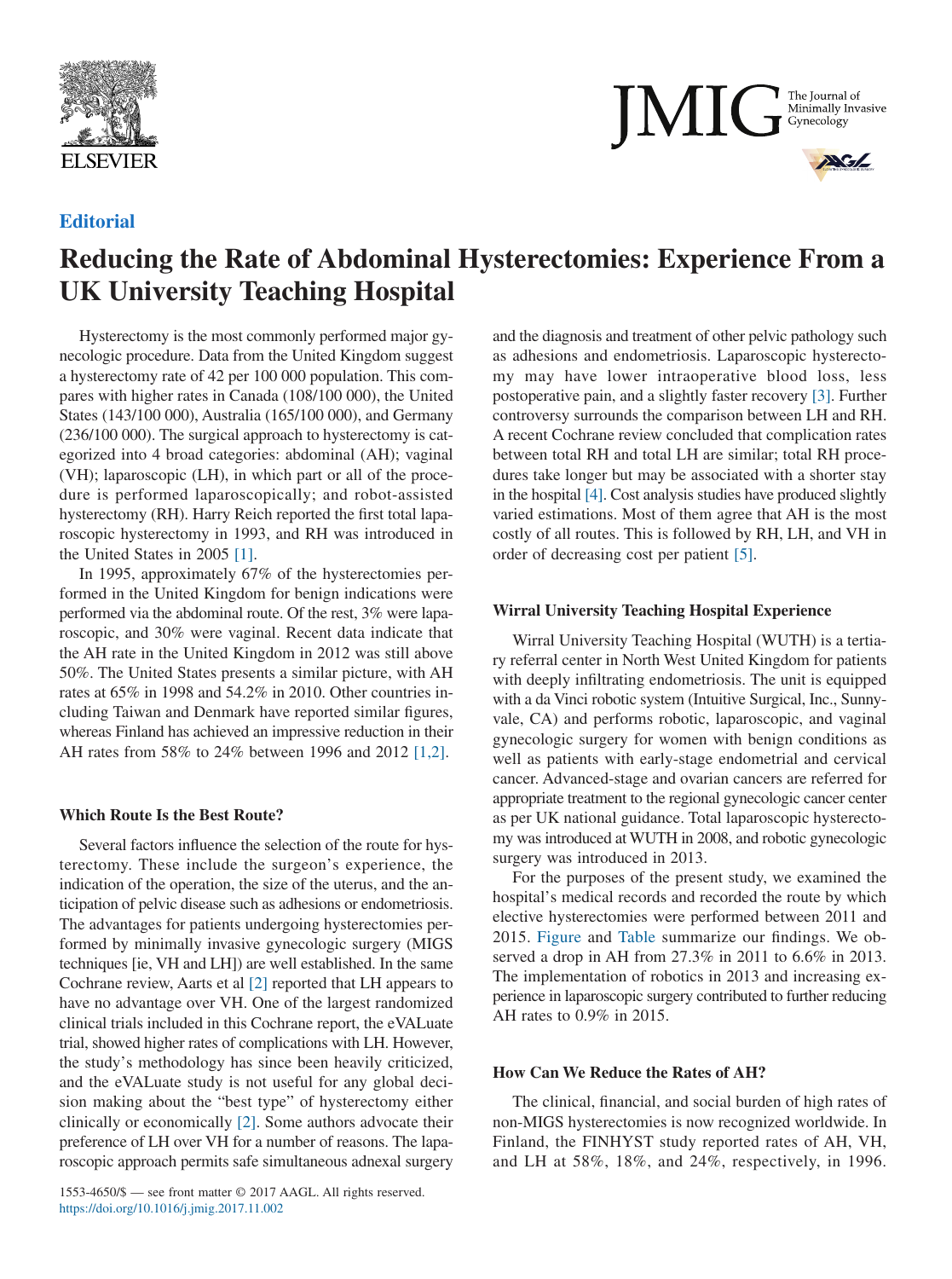Editorial

# Reducing the Rate of Abdominal Hysterectomies: Experience From a UK University Teaching Hospital

Hysterectomy is the most commonly performed major gynecologic procedure. Data from the United Kingdom suggest a hysterectomy rate of 42 per 100 000 population. This compares with higher rates in Canada (108/100 000), the United States (143/100 000), Australia (165/100 000), and Germany (236/100 000). The surgical approach to hysterectomy is categorized into 4 broad categories: abdominal (AH); vaginal (VH); laparoscopic (LH), in which part or all of the procedure is performed laparoscopically; and robot-assisted hysterectomy (RH). Harry Reich reported the first total laparoscopic hysterectomy in 1993, and RH was introduced in the United States in 2005 [1].

In 1995, approximately 67% of the hysterectomies performed in the United Kingdom for benign indications were performed via the abdominal route. Of the rest, 3% were laparoscopic, and 30% were vaginal. Recent data indicate that the AH rate in the United Kingdom in 2012 was still above 50%. The United States presents a similar picture, with AH rates at 65% in 1998 and 54.2% in 2010. Other countries including Taiwan and Denmark have reported similar figures, whereas Finland has achieved an impressive reduction in their AH rates from 58% to 24% between 1996 and 2012 [1,2].

### Which Route Is the Best Route?

Several factors influence the selection of the route for hysterectomy. These include the surgeon's experience, the indication of the operation, the size of the uterus, and the anticipation of pelvic disease such as adhesions or endometriosis. The advantages for patients undergoing hysterectomies performed by minimally invasive gynecologic surgery (MIGS techniques [ie, VH and LH]) are well established. In the same Cochrane review, Aarts et al [2] reported that LH appears to have no advantage over VH. One of the largest randomized clinical trials included in this Cochrane report, the eVALuate trial, showed higher rates of complications with LH. However, the study's methodology has since been heavily criticized, and the eVALuate study is not useful for any global decision making about the "best type" of hysterectomy either clinically or economically [2]. Some authors advocate their preference of LH over VH for a number of reasons. The laparoscopic approach permits safe simultaneous adnexal surgery and the diagnosis and treatment of other pelvic pathology such as adhesions and endometriosis. Laparoscopic hysterectomy may have lower intraoperative blood loss, less postoperative pain, and a slightly faster recovery [3]. Further controversy surrounds the comparison between LH and RH. A recent Cochrane review concluded that complication rates between total RH and total LH are similar; total RH procedures take longer but may be associated with a shorter stay in the hospital [4]. Cost analysis studies have produced slightly varied estimations. Most of them agree that AH is the most costly of all routes. This is followed by RH, LH, and VH in order of decreasing cost per patient [5].

### Wirral University Teaching Hospital Experience

Wirral University Teaching Hospital (WUTH) is a tertiary referral center in North West United Kingdom for patients with deeply infiltrating endometriosis. The unit is equipped with a da Vinci robotic system (Intuitive Surgical, Inc., Sunnyvale, CA) and performs robotic, laparoscopic, and vaginal gynecologic surgery for women with benign conditions as well as patients with early-stage endometrial and cervical cancer. Advanced-stage and ovarian cancers are referred for appropriate treatment to the regional gynecologic cancer center as per UK national guidance. Total laparoscopic hysterectomy was introduced at WUTH in 2008, and robotic gynecologic surgery was introduced in 2013.

For the purposes of the present study, we examined the hospital's medical records and recorded the route by which elective hysterectomies were performed between 2011 and 2015. Figure and Table summarize our findings. We observed a drop in AH from 27.3% in 2011 to 6.6% in 2013. The implementation of robotics in 2013 and increasing experience in laparoscopic surgery contributed to further reducing AH rates to 0.9% in 2015.

### How Can We Reduce the Rates of AH?

The clinical, financial, and social burden of high rates of non-MIGS hysterectomies is now recognized worldwide. In Finland, the FINHYST study reported rates of AH, VH, and LH at 58%, 18%, and 24%, respectively, in 1996.

1553-4650/$ — see front matter © 2017 AAGL. All rights reserved.
https://doi.org/10.1016/j.jmig.2017.11.002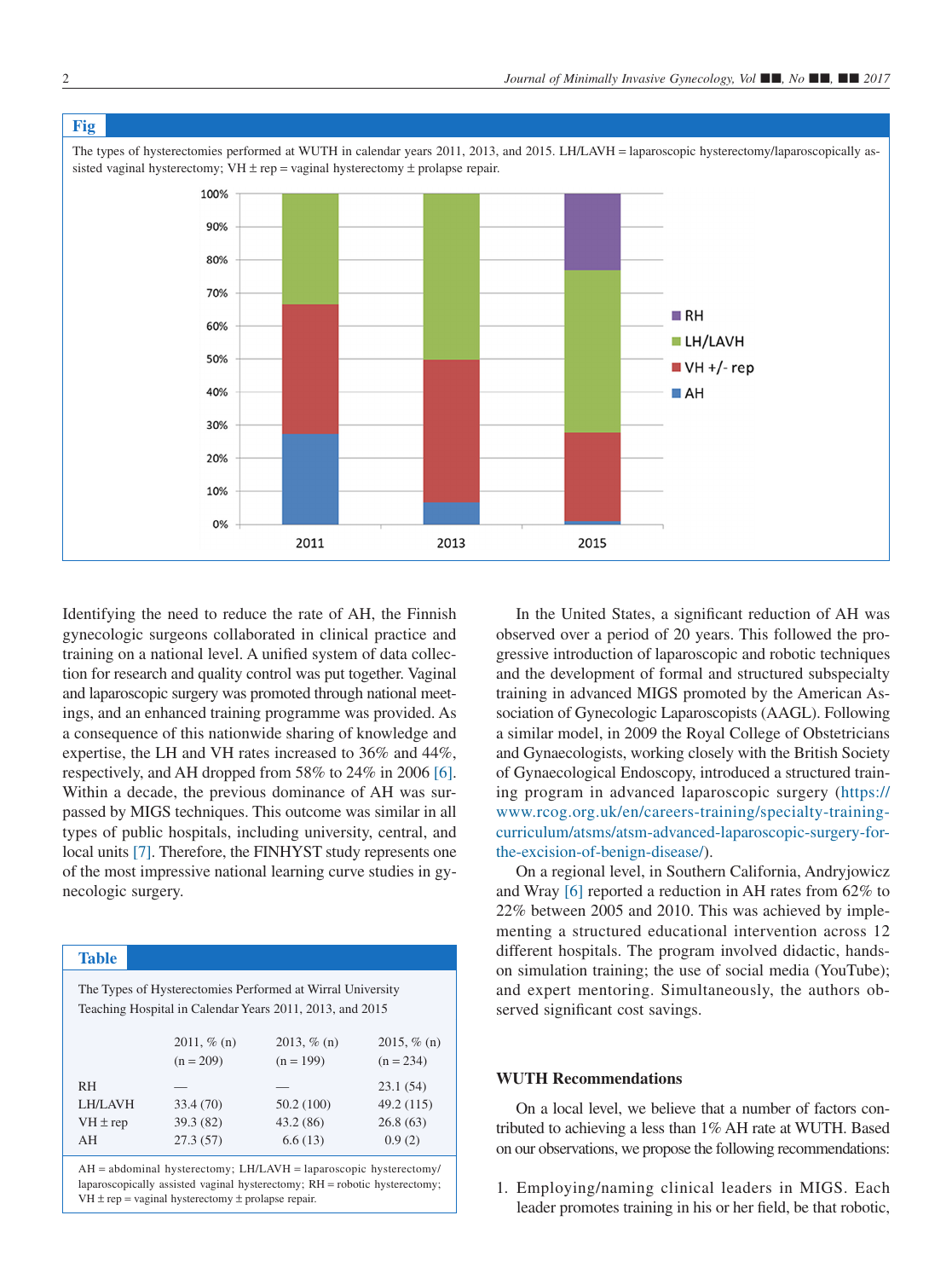**Fig**

The types of hysterectomies performed at WUTH in calendar years 2011, 2013, and 2015. LH/LAVH = laparoscopic hysterectomy/laparoscopically assisted vaginal hysterectomy; VH ± rep = vaginal hysterectomy ± prolapse repair.

Identifying the need to reduce the rate of AH, the Finnish gynecologic surgeons collaborated in clinical practice and training on a national level. A unified system of data collection for research and quality control was put together. Vaginal and laparoscopic surgery was promoted through national meetings, and an enhanced training programme was provided. As a consequence of this nationwide sharing of knowledge and expertise, the LH and VH rates increased to 36% and 44%, respectively, and AH dropped from 58% to 24% in 2006 [6]. Within a decade, the previous dominance of AH was surpassed by MIGS techniques. This outcome was similar in all types of public hospitals, including university, central, and local units [7]. Therefore, the FINHYST study represents one of the most impressive national learning curve studies in gynecologic surgery.

**Table**

The Types of Hysterectomies Performed at Wirral University Teaching Hospital in Calendar Years 2011, 2013, and 2015

| | 2011, % (n) (n = 209) | 2013, % (n) (n = 199) | 2015, % (n) (n = 234) |
|---|---|---|---|
| RH | — | — | 23.1 (54) |
| LH/LAVH | 33.4 (70) | 50.2 (100) | 49.2 (115) |
| VH ± rep | 39.3 (82) | 43.2 (86) | 26.8 (63) |
| AH | 27.3 (57) | 6.6 (13) | 0.9 (2) |

AH = abdominal hysterectomy; LH/LAVH = laparoscopic hysterectomy/laparoscopically assisted vaginal hysterectomy; RH = robotic hysterectomy; VH ± rep = vaginal hysterectomy ± prolapse repair.

In the United States, a significant reduction of AH was observed over a period of 20 years. This followed the progressive introduction of laparoscopic and robotic techniques and the development of formal and structured subspecialty training in advanced MIGS promoted by the American Association of Gynecologic Laparoscopists (AAGL). Following a similar model, in 2009 the Royal College of Obstetricians and Gynaecologists, working closely with the British Society of Gynaecological Endoscopy, introduced a structured training program in advanced laparoscopic surgery (https://www.rcog.org.uk/en/careers-training/specialty-training-curriculum/atsms/atsm-advanced-laparoscopic-surgery-for-the-excision-of-benign-disease/).

On a regional level, in Southern California, Andryjowicz and Wray [6] reported a reduction in AH rates from 62% to 22% between 2005 and 2010. This was achieved by implementing a structured educational intervention across 12 different hospitals. The program involved didactic, hands-on simulation training; the use of social media (YouTube); and expert mentoring. Simultaneously, the authors observed significant cost savings.

## WUTH Recommendations

On a local level, we believe that a number of factors contributed to achieving a less than 1% AH rate at WUTH. Based on our observations, we propose the following recommendations:

1. Employing/naming clinical leaders in MIGS. Each leader promotes training in his or her field, be that robotic,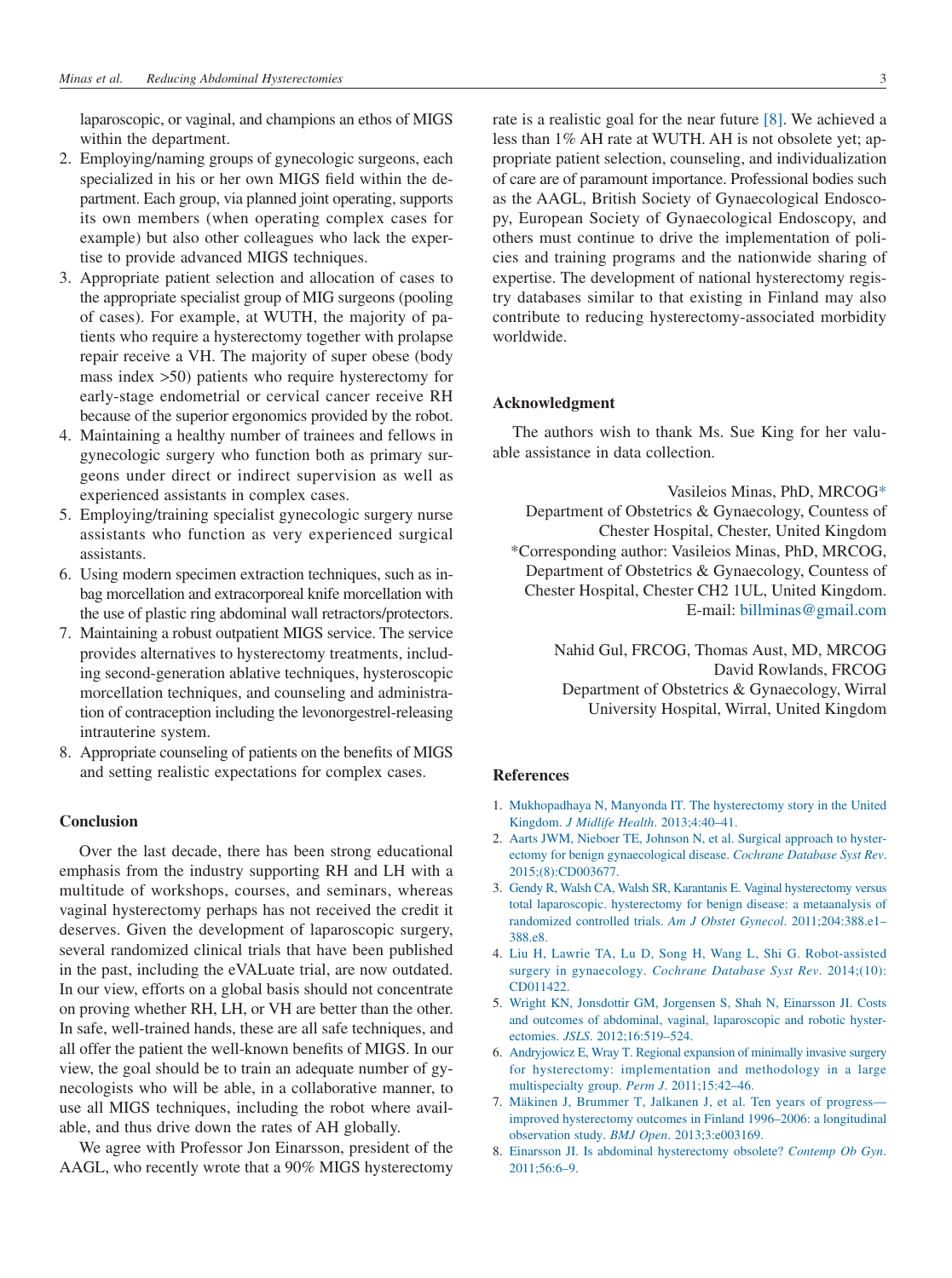laparoscopic, or vaginal, and champions an ethos of MIGS within the department.

2. Employing/naming groups of gynecologic surgeons, each specialized in his or her own MIGS field within the department. Each group, via planned joint operating, supports its own members (when operating complex cases for example) but also other colleagues who lack the expertise to provide advanced MIGS techniques.
3. Appropriate patient selection and allocation of cases to the appropriate specialist group of MIG surgeons (pooling of cases). For example, at WUTH, the majority of patients who require a hysterectomy together with prolapse repair receive a VH. The majority of super obese (body mass index >50) patients who require hysterectomy for early-stage endometrial or cervical cancer receive RH because of the superior ergonomics provided by the robot.
4. Maintaining a healthy number of trainees and fellows in gynecologic surgery who function both as primary surgeons under direct or indirect supervision as well as experienced assistants in complex cases.
5. Employing/training specialist gynecologic surgery nurse assistants who function as very experienced surgical assistants.
6. Using modern specimen extraction techniques, such as in-bag morcellation and extracorporeal knife morcellation with the use of plastic ring abdominal wall retractors/protectors.
7. Maintaining a robust outpatient MIGS service. The service provides alternatives to hysterectomy treatments, including second-generation ablative techniques, hysteroscopic morcellation techniques, and counseling and administration of contraception including the levonorgestrel-releasing intrauterine system.
8. Appropriate counseling of patients on the benefits of MIGS and setting realistic expectations for complex cases.

## Conclusion

Over the last decade, there has been strong educational emphasis from the industry supporting RH and LH with a multitude of workshops, courses, and seminars, whereas vaginal hysterectomy perhaps has not received the credit it deserves. Given the development of laparoscopic surgery, several randomized clinical trials that have been published in the past, including the eVALuate trial, are now outdated. In our view, efforts on a global basis should not concentrate on proving whether RH, LH, or VH are better than the other. In safe, well-trained hands, these are all safe techniques, and all offer the patient the well-known benefits of MIGS. In our view, the goal should be to train an adequate number of gynecologists who will be able, in a collaborative manner, to use all MIGS techniques, including the robot where available, and thus drive down the rates of AH globally.

We agree with Professor Jon Einarsson, president of the AAGL, who recently wrote that a 90% MIGS hysterectomy rate is a realistic goal for the near future [8]. We achieved a less than 1% AH rate at WUTH. AH is not obsolete yet; appropriate patient selection, counseling, and individualization of care are of paramount importance. Professional bodies such as the AAGL, British Society of Gynaecological Endoscopy, European Society of Gynaecological Endoscopy, and others must continue to drive the implementation of policies and training programs and the nationwide sharing of expertise. The development of national hysterectomy registry databases similar to that existing in Finland may also contribute to reducing hysterectomy-associated morbidity worldwide.

## Acknowledgment

The authors wish to thank Ms. Sue King for her valuable assistance in data collection.

Vasileios Minas, PhD, MRCOG*
Department of Obstetrics & Gynaecology, Countess of Chester Hospital, Chester, United Kingdom
*Corresponding author: Vasileios Minas, PhD, MRCOG, Department of Obstetrics & Gynaecology, Countess of Chester Hospital, Chester CH2 1UL, United Kingdom.
E-mail: billminas@gmail.com

Nahid Gul, FRCOG, Thomas Aust, MD, MRCOG
David Rowlands, FRCOG
Department of Obstetrics & Gynaecology, Wirral University Hospital, Wirral, United Kingdom

## References

1. Mukhopadhaya N, Manyonda IT. The hysterectomy story in the United Kingdom. *J Midlife Health*. 2013;4:40–41.
2. Aarts JWM, Nieboer TE, Johnson N, et al. Surgical approach to hysterectomy for benign gynaecological disease. *Cochrane Database Syst Rev*. 2015;(8):CD003677.
3. Gendy R, Walsh CA, Walsh SR, Karantanis E. Vaginal hysterectomy versus total laparoscopic. hysterectomy for benign disease: a metaanalysis of randomized controlled trials. *Am J Obstet Gynecol*. 2011;204:388.e1–388.e8.
4. Liu H, Lawrie TA, Lu D, Song H, Wang L, Shi G. Robot-assisted surgery in gynaecology. *Cochrane Database Syst Rev*. 2014;(10): CD011422.
5. Wright KN, Jonsdottir GM, Jorgensen S, Shah N, Einarsson JI. Costs and outcomes of abdominal, vaginal, laparoscopic and robotic hysterectomies. *JSLS*. 2012;16:519–524.
6. Andryjowicz E, Wray T. Regional expansion of minimally invasive surgery for hysterectomy: implementation and methodology in a large multispecialty group. *Perm J*. 2011;15:42–46.
7. Mäkinen J, Brummer T, Jalkanen J, et al. Ten years of progress—improved hysterectomy outcomes in Finland 1996–2006: a longitudinal observation study. *BMJ Open*. 2013;3:e003169.
8. Einarsson JI. Is abdominal hysterectomy obsolete? *Contemp Ob Gyn*. 2011;56:6–9.